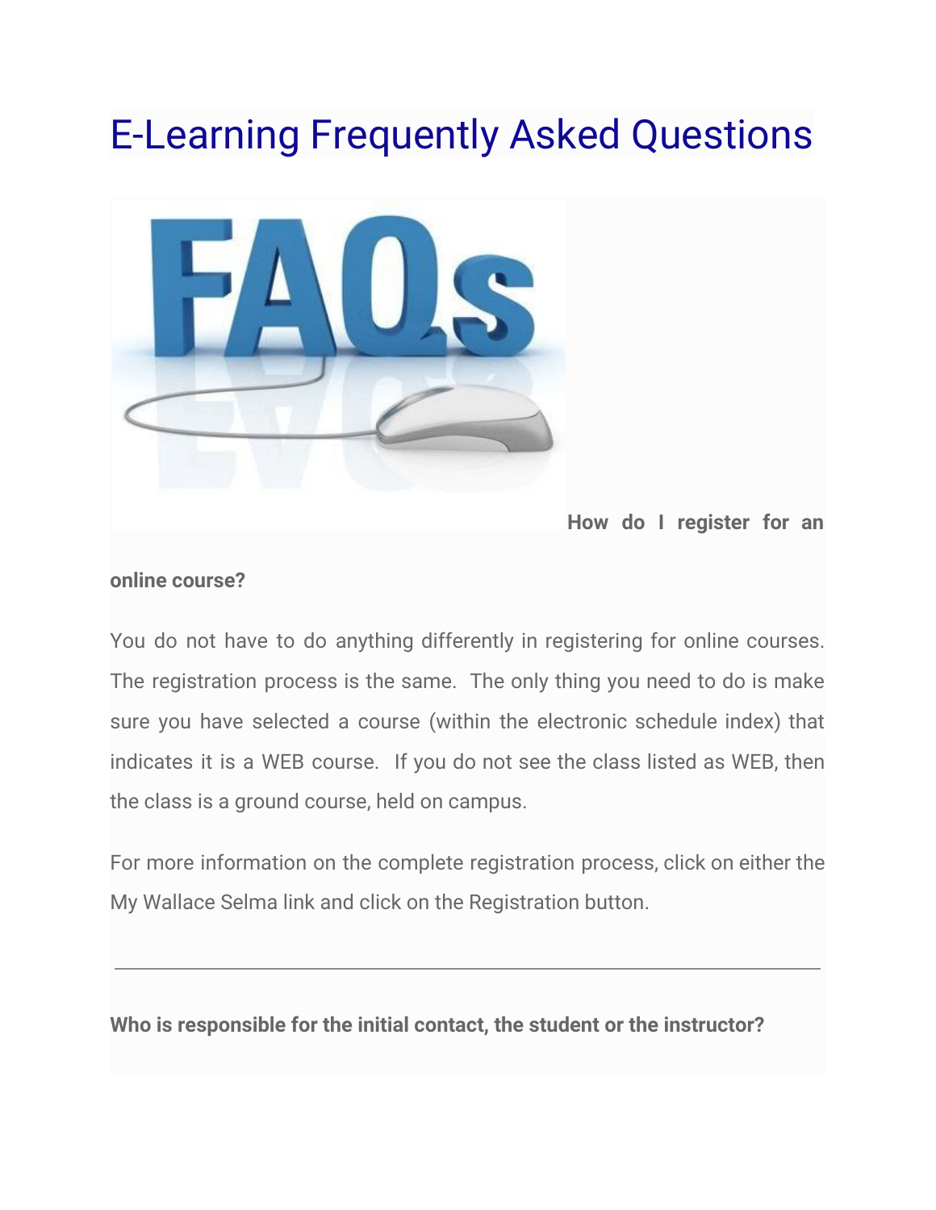# E-Learning Frequently Asked Questions

**How do I register for an online course?**

You do not have to do anything differently in registering for online courses. The registration process is the same. The only thing you need to do is make sure you have selected a course (within the electronic schedule index) that indicates it is a WEB course. If you do not see the class listed as WEB, then the class is a ground course, held on campus.

For more information on the complete registration process, click on either the My Wallace Selma link and click on the Registration button.

---

**Who is responsible for the initial contact, the student or the instructor?**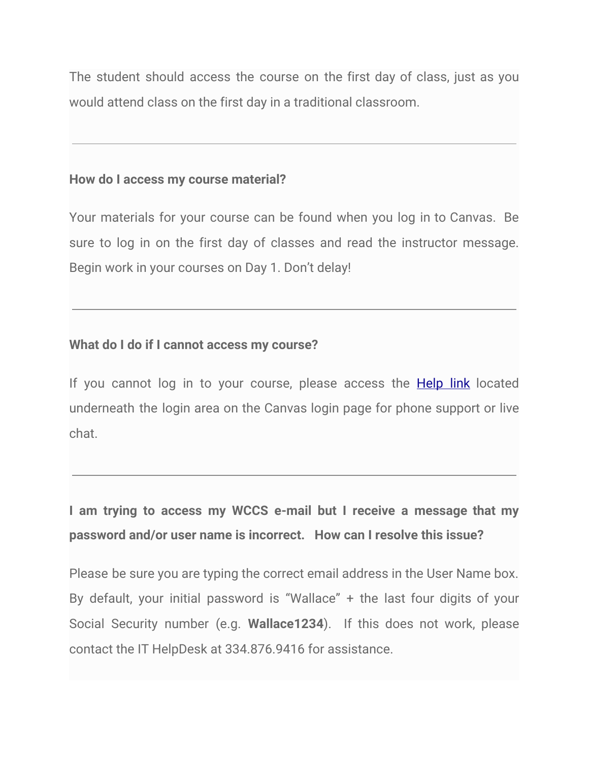The student should access the course on the first day of class, just as you would attend class on the first day in a traditional classroom.

---

**How do I access my course material?**

Your materials for your course can be found when you log in to Canvas. Be sure to log in on the first day of classes and read the instructor message. Begin work in your courses on Day 1. Don't delay!

---

**What do I do if I cannot access my course?**

If you cannot log in to your course, please access the Help link located underneath the login area on the Canvas login page for phone support or live chat.

---

**I am trying to access my WCCS e-mail but I receive a message that my password and/or user name is incorrect. How can I resolve this issue?**

Please be sure you are typing the correct email address in the User Name box. By default, your initial password is "Wallace" + the last four digits of your Social Security number (e.g. **Wallace1234**). If this does not work, please contact the IT HelpDesk at 334.876.9416 for assistance.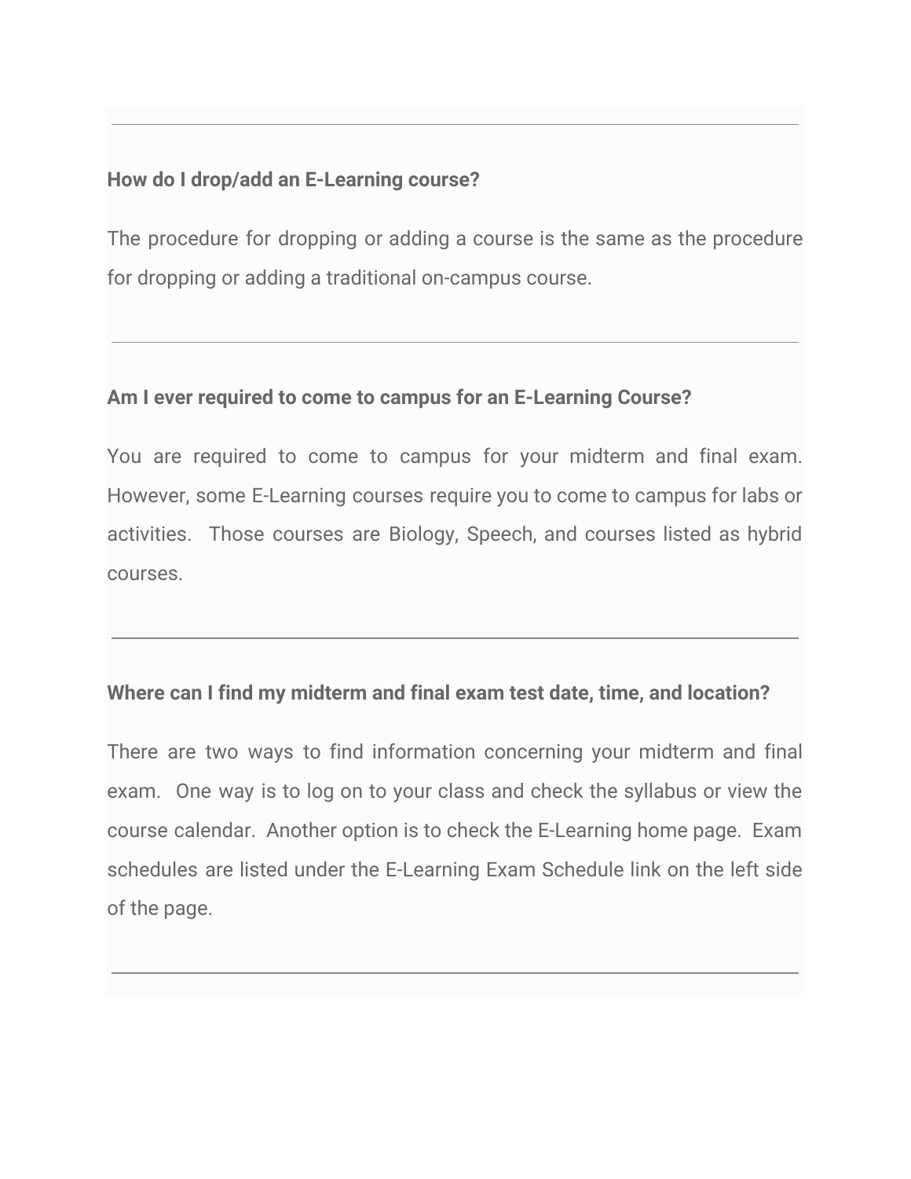---

**How do I drop/add an E-Learning course?**

The procedure for dropping or adding a course is the same as the procedure for dropping or adding a traditional on-campus course.

---

**Am I ever required to come to campus for an E-Learning Course?**

You are required to come to campus for your midterm and final exam. However, some E-Learning courses require you to come to campus for labs or activities.  Those courses are Biology, Speech, and courses listed as hybrid courses.

---

**Where can I find my midterm and final exam test date, time, and location?**

There are two ways to find information concerning your midterm and final exam.  One way is to log on to your class and check the syllabus or view the course calendar.  Another option is to check the E-Learning home page.  Exam schedules are listed under the E-Learning Exam Schedule link on the left side of the page.

---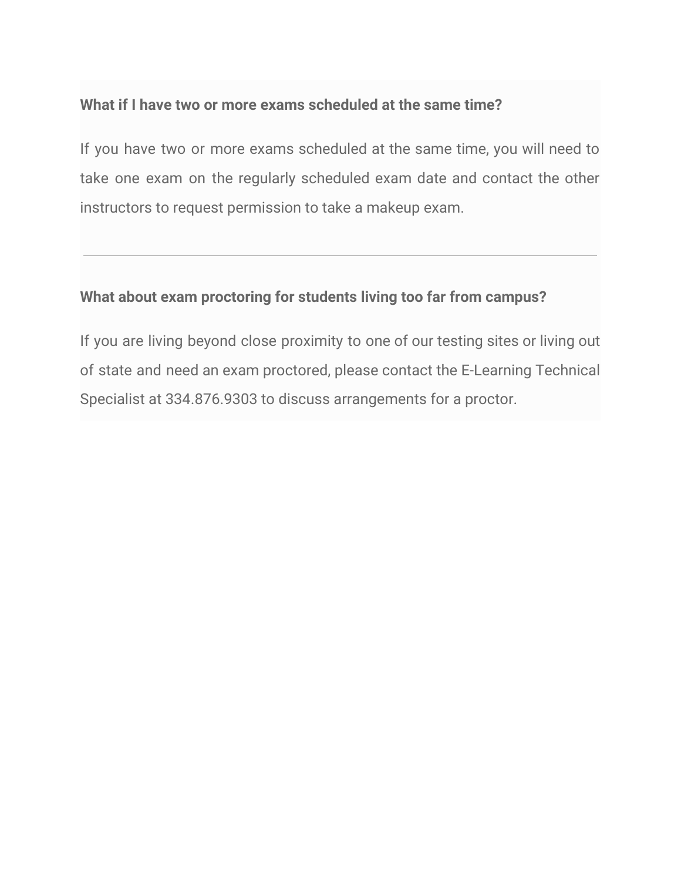**What if I have two or more exams scheduled at the same time?**

If you have two or more exams scheduled at the same time, you will need to take one exam on the regularly scheduled exam date and contact the other instructors to request permission to take a makeup exam.

---

**What about exam proctoring for students living too far from campus?**

If you are living beyond close proximity to one of our testing sites or living out of state and need an exam proctored, please contact the E-Learning Technical Specialist at 334.876.9303 to discuss arrangements for a proctor.